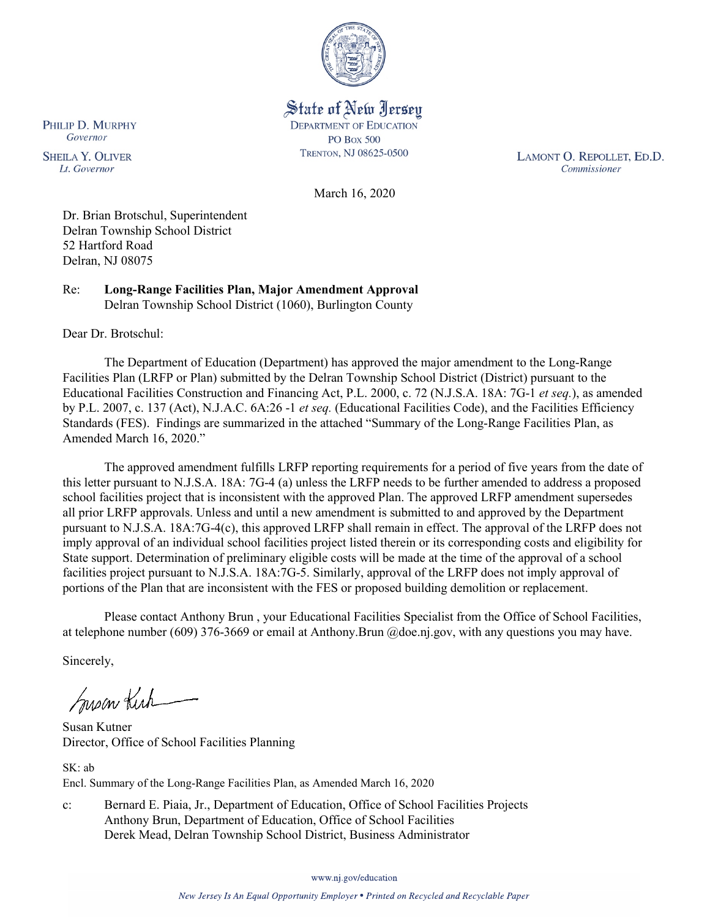State of New Jersey
DEPARTMENT OF EDUCATION
PO BOX 500
TRENTON, NJ 08625-0500

PHILIP D. MURPHY
*Governor*

SHEILA Y. OLIVER
*Lt. Governor*

LAMONT O. REPOLLET, ED.D.
*Commissioner*

March 16, 2020

Dr. Brian Brotschul, Superintendent
Delran Township School District
52 Hartford Road
Delran, NJ 08075

Re: **Long-Range Facilities Plan, Major Amendment Approval**
Delran Township School District (1060), Burlington County

Dear Dr. Brotschul:

The Department of Education (Department) has approved the major amendment to the Long-Range Facilities Plan (LRFP or Plan) submitted by the Delran Township School District (District) pursuant to the Educational Facilities Construction and Financing Act, P.L. 2000, c. 72 (N.J.S.A. 18A: 7G-1 *et seq.*), as amended by P.L. 2007, c. 137 (Act), N.J.A.C. 6A:26 -1 *et seq.* (Educational Facilities Code), and the Facilities Efficiency Standards (FES). Findings are summarized in the attached "Summary of the Long-Range Facilities Plan, as Amended March 16, 2020."

The approved amendment fulfills LRFP reporting requirements for a period of five years from the date of this letter pursuant to N.J.S.A. 18A: 7G-4 (a) unless the LRFP needs to be further amended to address a proposed school facilities project that is inconsistent with the approved Plan. The approved LRFP amendment supersedes all prior LRFP approvals. Unless and until a new amendment is submitted to and approved by the Department pursuant to N.J.S.A. 18A:7G-4(c), this approved LRFP shall remain in effect. The approval of the LRFP does not imply approval of an individual school facilities project listed therein or its corresponding costs and eligibility for State support. Determination of preliminary eligible costs will be made at the time of the approval of a school facilities project pursuant to N.J.S.A. 18A:7G-5. Similarly, approval of the LRFP does not imply approval of portions of the Plan that are inconsistent with the FES or proposed building demolition or replacement.

Please contact Anthony Brun , your Educational Facilities Specialist from the Office of School Facilities, at telephone number (609) 376-3669 or email at Anthony.Brun @doe.nj.gov, with any questions you may have.

Sincerely,

Susan Kutner
Director, Office of School Facilities Planning

SK: ab
Encl. Summary of the Long-Range Facilities Plan, as Amended March 16, 2020

c: Bernard E. Piaia, Jr., Department of Education, Office of School Facilities Projects
Anthony Brun, Department of Education, Office of School Facilities
Derek Mead, Delran Township School District, Business Administrator

www.nj.gov/education

*New Jersey Is An Equal Opportunity Employer • Printed on Recycled and Recyclable Paper*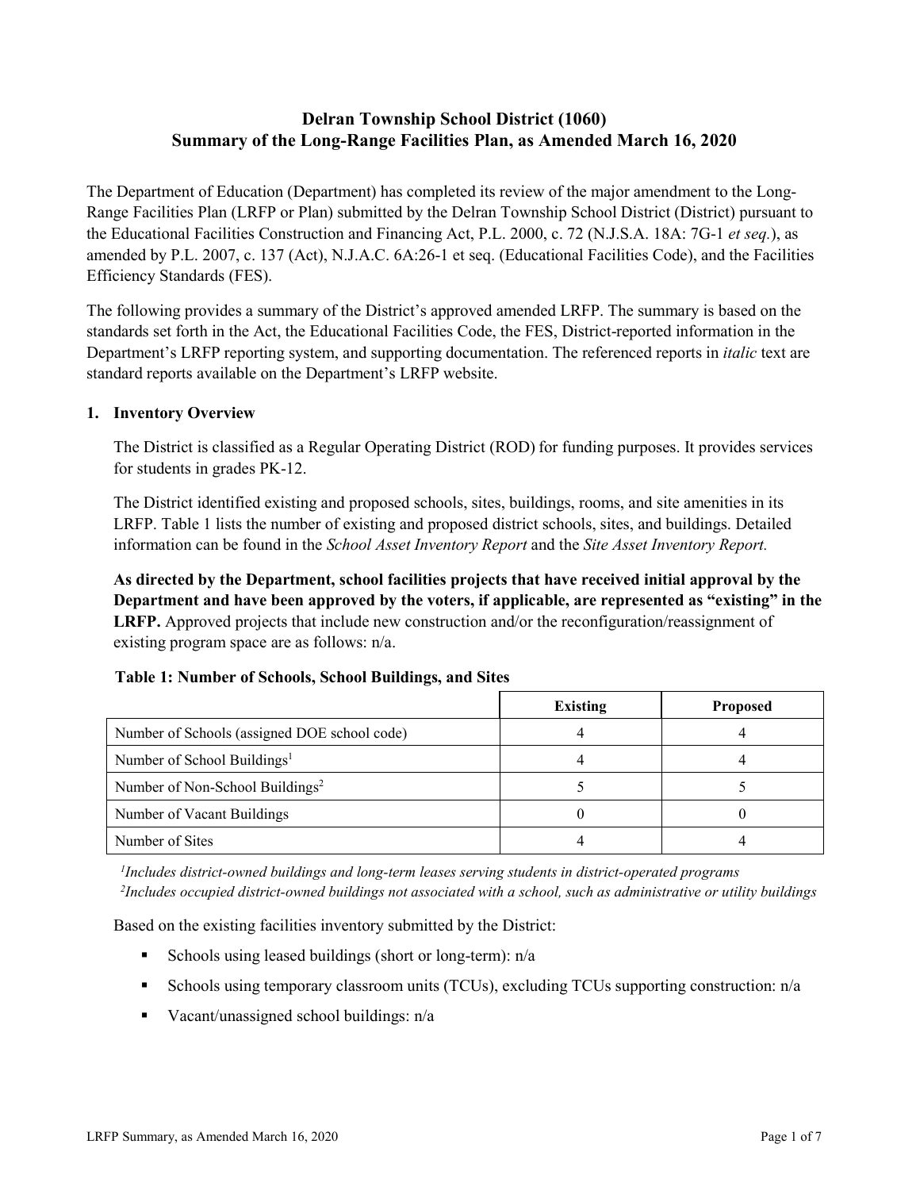# Delran Township School District (1060)
# Summary of the Long-Range Facilities Plan, as Amended March 16, 2020

The Department of Education (Department) has completed its review of the major amendment to the Long-Range Facilities Plan (LRFP or Plan) submitted by the Delran Township School District (District) pursuant to the Educational Facilities Construction and Financing Act, P.L. 2000, c. 72 (N.J.S.A. 18A: 7G-1 *et seq.*), as amended by P.L. 2007, c. 137 (Act), N.J.A.C. 6A:26-1 et seq. (Educational Facilities Code), and the Facilities Efficiency Standards (FES).

The following provides a summary of the District's approved amended LRFP. The summary is based on the standards set forth in the Act, the Educational Facilities Code, the FES, District-reported information in the Department's LRFP reporting system, and supporting documentation. The referenced reports in *italic* text are standard reports available on the Department's LRFP website.

## 1. Inventory Overview

The District is classified as a Regular Operating District (ROD) for funding purposes. It provides services for students in grades PK-12.

The District identified existing and proposed schools, sites, buildings, rooms, and site amenities in its LRFP. Table 1 lists the number of existing and proposed district schools, sites, and buildings. Detailed information can be found in the *School Asset Inventory Report* and the *Site Asset Inventory Report.*

**As directed by the Department, school facilities projects that have received initial approval by the Department and have been approved by the voters, if applicable, are represented as "existing" in the LRFP.** Approved projects that include new construction and/or the reconfiguration/reassignment of existing program space are as follows: n/a.

**Table 1: Number of Schools, School Buildings, and Sites**

| | Existing | Proposed |
|---|---|---|
| Number of Schools (assigned DOE school code) | 4 | 4 |
| Number of School Buildings[1] | 4 | 4 |
| Number of Non-School Buildings[2] | 5 | 5 |
| Number of Vacant Buildings | 0 | 0 |
| Number of Sites | 4 | 4 |

*[1]Includes district-owned buildings and long-term leases serving students in district-operated programs*
*[2]Includes occupied district-owned buildings not associated with a school, such as administrative or utility buildings*

Based on the existing facilities inventory submitted by the District:

- Schools using leased buildings (short or long-term): n/a
- Schools using temporary classroom units (TCUs), excluding TCUs supporting construction: n/a
- Vacant/unassigned school buildings: n/a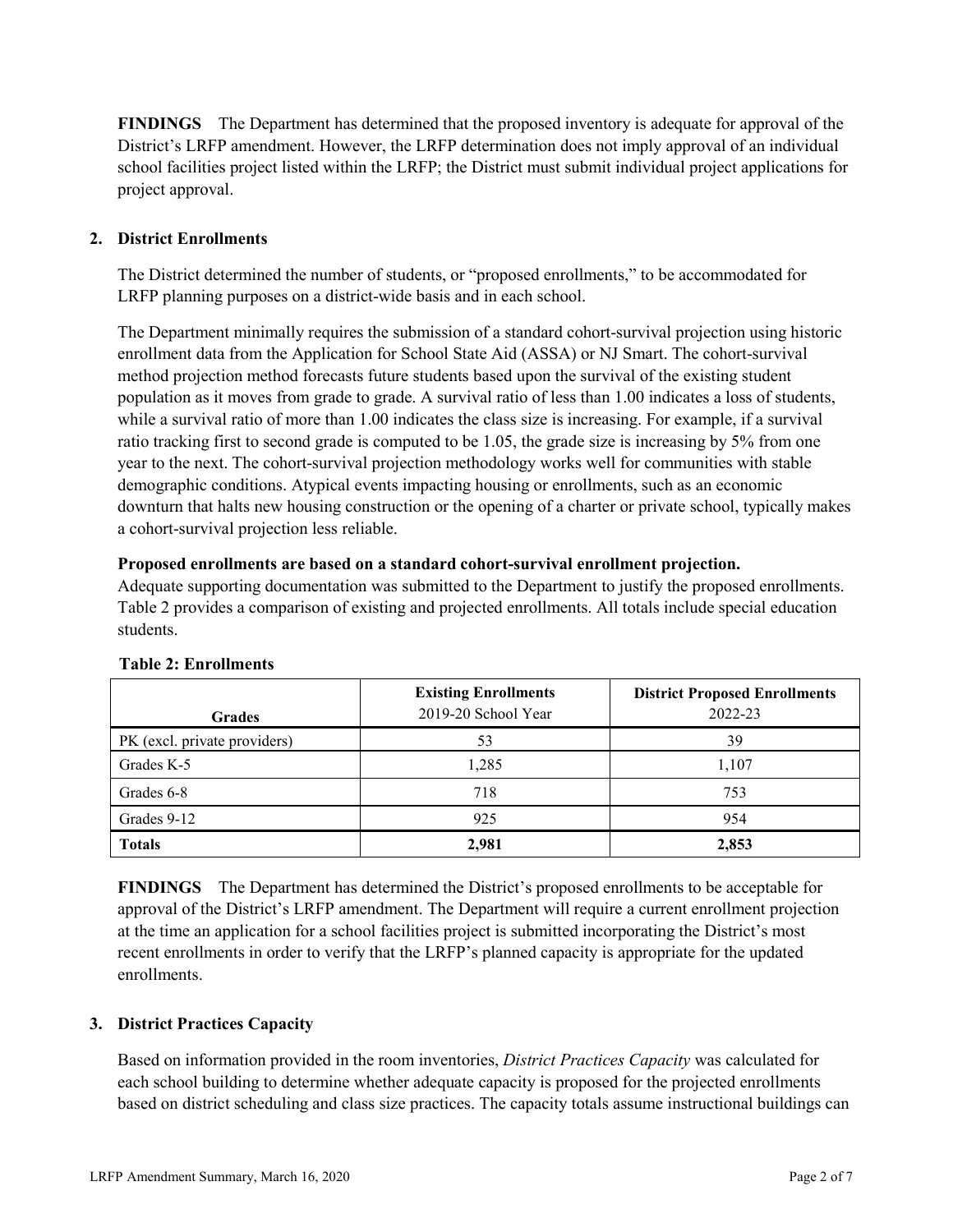**FINDINGS** The Department has determined that the proposed inventory is adequate for approval of the District's LRFP amendment. However, the LRFP determination does not imply approval of an individual school facilities project listed within the LRFP; the District must submit individual project applications for project approval.

## 2. District Enrollments

The District determined the number of students, or "proposed enrollments," to be accommodated for LRFP planning purposes on a district-wide basis and in each school.

The Department minimally requires the submission of a standard cohort-survival projection using historic enrollment data from the Application for School State Aid (ASSA) or NJ Smart. The cohort-survival method projection method forecasts future students based upon the survival of the existing student population as it moves from grade to grade. A survival ratio of less than 1.00 indicates a loss of students, while a survival ratio of more than 1.00 indicates the class size is increasing. For example, if a survival ratio tracking first to second grade is computed to be 1.05, the grade size is increasing by 5% from one year to the next. The cohort-survival projection methodology works well for communities with stable demographic conditions. Atypical events impacting housing or enrollments, such as an economic downturn that halts new housing construction or the opening of a charter or private school, typically makes a cohort-survival projection less reliable.

**Proposed enrollments are based on a standard cohort-survival enrollment projection.**
Adequate supporting documentation was submitted to the Department to justify the proposed enrollments. Table 2 provides a comparison of existing and projected enrollments. All totals include special education students.

**Table 2: Enrollments**

| Grades | Existing Enrollments 2019-20 School Year | District Proposed Enrollments 2022-23 |
|---|---|---|
| PK (excl. private providers) | 53 | 39 |
| Grades K-5 | 1,285 | 1,107 |
| Grades 6-8 | 718 | 753 |
| Grades 9-12 | 925 | 954 |
| **Totals** | **2,981** | **2,853** |

**FINDINGS** The Department has determined the District's proposed enrollments to be acceptable for approval of the District's LRFP amendment. The Department will require a current enrollment projection at the time an application for a school facilities project is submitted incorporating the District's most recent enrollments in order to verify that the LRFP's planned capacity is appropriate for the updated enrollments.

## 3. District Practices Capacity

Based on information provided in the room inventories, *District Practices Capacity* was calculated for each school building to determine whether adequate capacity is proposed for the projected enrollments based on district scheduling and class size practices. The capacity totals assume instructional buildings can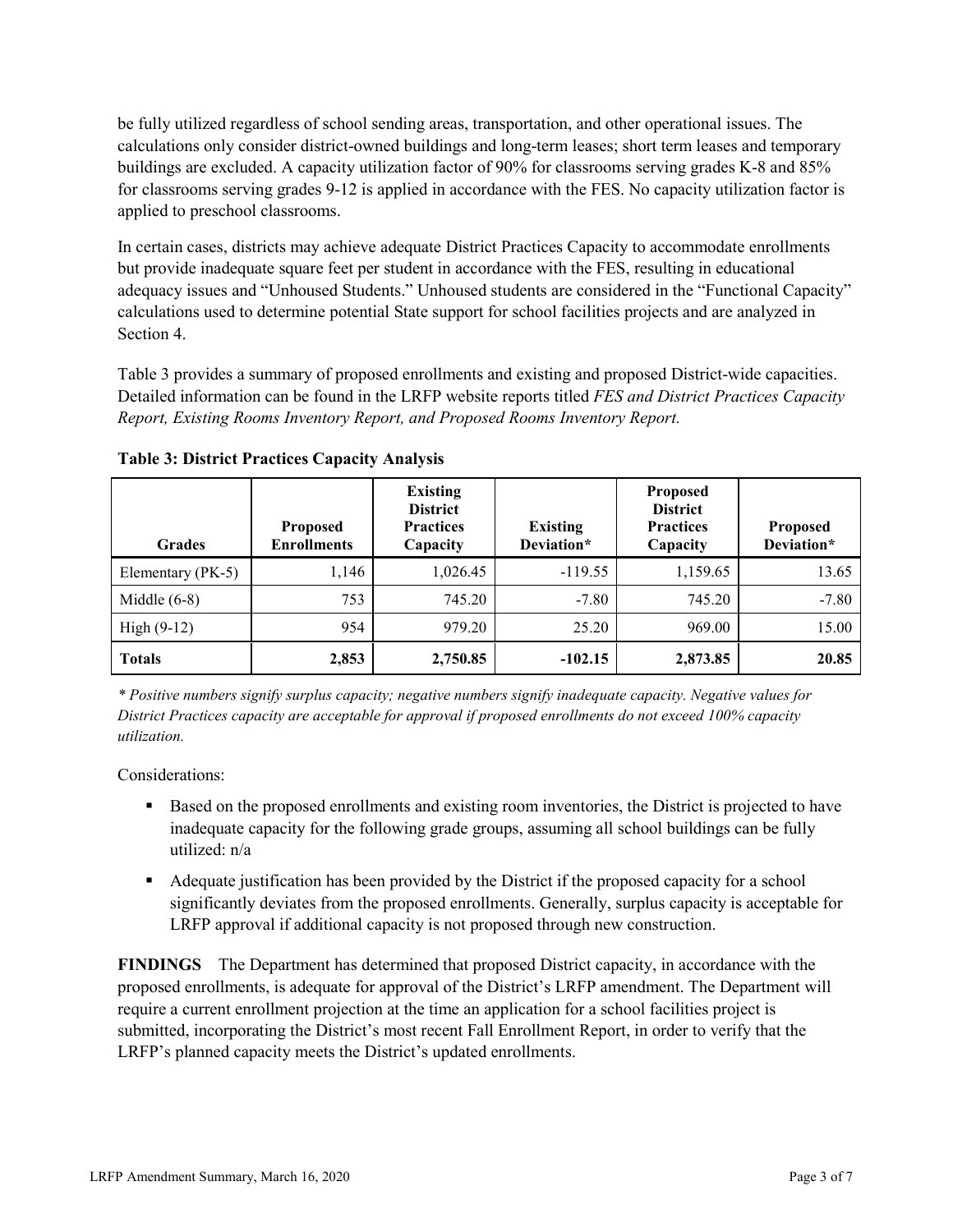be fully utilized regardless of school sending areas, transportation, and other operational issues. The calculations only consider district-owned buildings and long-term leases; short term leases and temporary buildings are excluded. A capacity utilization factor of 90% for classrooms serving grades K-8 and 85% for classrooms serving grades 9-12 is applied in accordance with the FES. No capacity utilization factor is applied to preschool classrooms.

In certain cases, districts may achieve adequate District Practices Capacity to accommodate enrollments but provide inadequate square feet per student in accordance with the FES, resulting in educational adequacy issues and "Unhoused Students." Unhoused students are considered in the "Functional Capacity" calculations used to determine potential State support for school facilities projects and are analyzed in Section 4.

Table 3 provides a summary of proposed enrollments and existing and proposed District-wide capacities. Detailed information can be found in the LRFP website reports titled *FES and District Practices Capacity Report, Existing Rooms Inventory Report, and Proposed Rooms Inventory Report.*

**Table 3: District Practices Capacity Analysis**

| Grades | Proposed Enrollments | Existing District Practices Capacity | Existing Deviation* | Proposed District Practices Capacity | Proposed Deviation* |
|---|---|---|---|---|---|
| Elementary (PK-5) | 1,146 | 1,026.45 | -119.55 | 1,159.65 | 13.65 |
| Middle (6-8) | 753 | 745.20 | -7.80 | 745.20 | -7.80 |
| High (9-12) | 954 | 979.20 | 25.20 | 969.00 | 15.00 |
| **Totals** | **2,853** | **2,750.85** | **-102.15** | **2,873.85** | **20.85** |

*\* Positive numbers signify surplus capacity; negative numbers signify inadequate capacity. Negative values for District Practices capacity are acceptable for approval if proposed enrollments do not exceed 100% capacity utilization.*

Considerations:

- Based on the proposed enrollments and existing room inventories, the District is projected to have inadequate capacity for the following grade groups, assuming all school buildings can be fully utilized: n/a
- Adequate justification has been provided by the District if the proposed capacity for a school significantly deviates from the proposed enrollments. Generally, surplus capacity is acceptable for LRFP approval if additional capacity is not proposed through new construction.

**FINDINGS** The Department has determined that proposed District capacity, in accordance with the proposed enrollments, is adequate for approval of the District's LRFP amendment. The Department will require a current enrollment projection at the time an application for a school facilities project is submitted, incorporating the District's most recent Fall Enrollment Report, in order to verify that the LRFP's planned capacity meets the District's updated enrollments.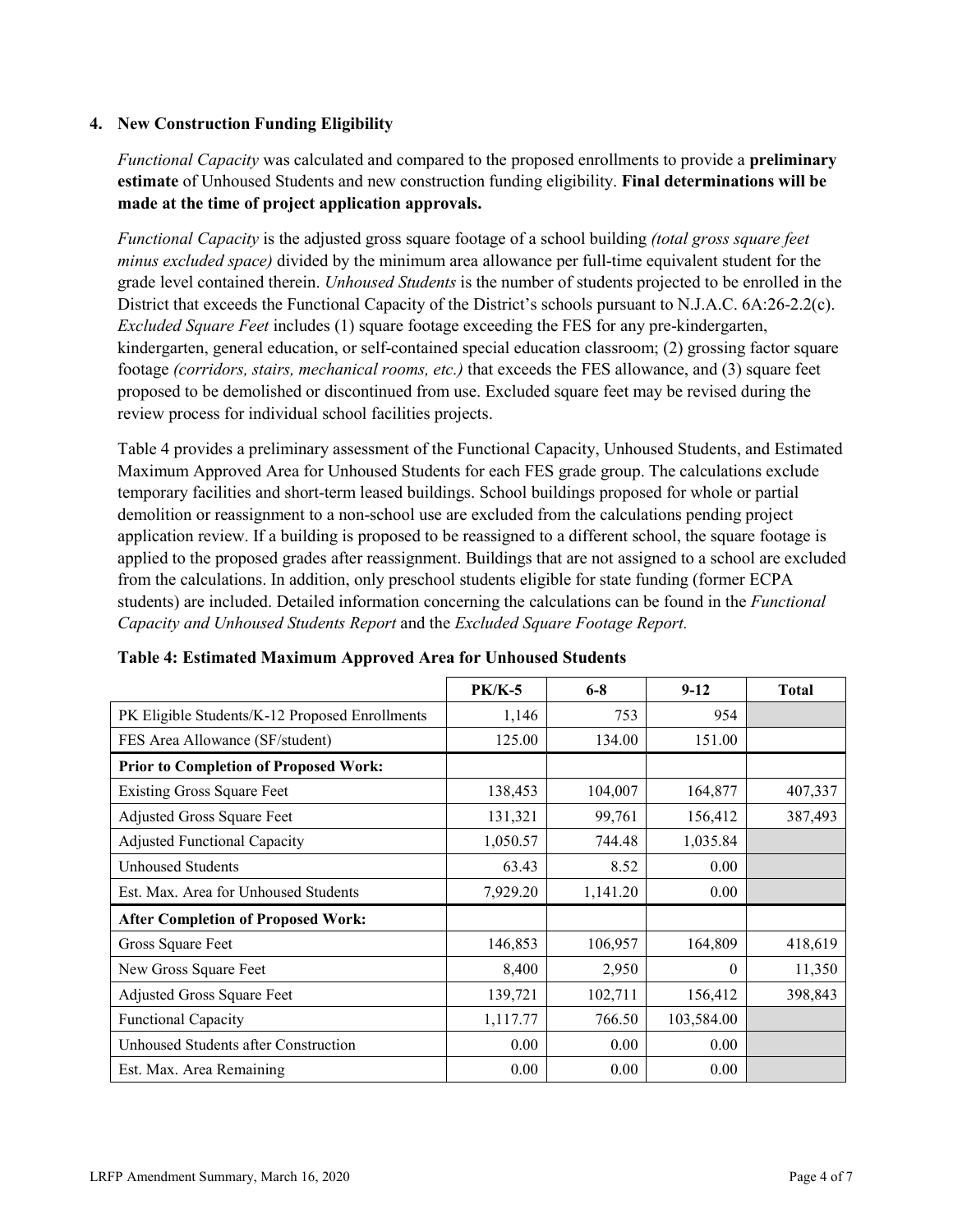### 4. New Construction Funding Eligibility

*Functional Capacity* was calculated and compared to the proposed enrollments to provide a **preliminary estimate** of Unhoused Students and new construction funding eligibility. **Final determinations will be made at the time of project application approvals.**

*Functional Capacity* is the adjusted gross square footage of a school building *(total gross square feet minus excluded space)* divided by the minimum area allowance per full-time equivalent student for the grade level contained therein. *Unhoused Students* is the number of students projected to be enrolled in the District that exceeds the Functional Capacity of the District's schools pursuant to N.J.A.C. 6A:26-2.2(c). *Excluded Square Feet* includes (1) square footage exceeding the FES for any pre-kindergarten, kindergarten, general education, or self-contained special education classroom; (2) grossing factor square footage *(corridors, stairs, mechanical rooms, etc.)* that exceeds the FES allowance, and (3) square feet proposed to be demolished or discontinued from use. Excluded square feet may be revised during the review process for individual school facilities projects.

Table 4 provides a preliminary assessment of the Functional Capacity, Unhoused Students, and Estimated Maximum Approved Area for Unhoused Students for each FES grade group. The calculations exclude temporary facilities and short-term leased buildings. School buildings proposed for whole or partial demolition or reassignment to a non-school use are excluded from the calculations pending project application review. If a building is proposed to be reassigned to a different school, the square footage is applied to the proposed grades after reassignment. Buildings that are not assigned to a school are excluded from the calculations. In addition, only preschool students eligible for state funding (former ECPA students) are included. Detailed information concerning the calculations can be found in the *Functional Capacity and Unhoused Students Report* and the *Excluded Square Footage Report.*

**Table 4: Estimated Maximum Approved Area for Unhoused Students**

| | PK/K-5 | 6-8 | 9-12 | Total |
|---|---|---|---|---|
| PK Eligible Students/K-12 Proposed Enrollments | 1,146 | 753 | 954 | |
| FES Area Allowance (SF/student) | 125.00 | 134.00 | 151.00 | |
| **Prior to Completion of Proposed Work:** | | | | |
| Existing Gross Square Feet | 138,453 | 104,007 | 164,877 | 407,337 |
| Adjusted Gross Square Feet | 131,321 | 99,761 | 156,412 | 387,493 |
| Adjusted Functional Capacity | 1,050.57 | 744.48 | 1,035.84 | |
| Unhoused Students | 63.43 | 8.52 | 0.00 | |
| Est. Max. Area for Unhoused Students | 7,929.20 | 1,141.20 | 0.00 | |
| **After Completion of Proposed Work:** | | | | |
| Gross Square Feet | 146,853 | 106,957 | 164,809 | 418,619 |
| New Gross Square Feet | 8,400 | 2,950 | 0 | 11,350 |
| Adjusted Gross Square Feet | 139,721 | 102,711 | 156,412 | 398,843 |
| Functional Capacity | 1,117.77 | 766.50 | 103,584.00 | |
| Unhoused Students after Construction | 0.00 | 0.00 | 0.00 | |
| Est. Max. Area Remaining | 0.00 | 0.00 | 0.00 | |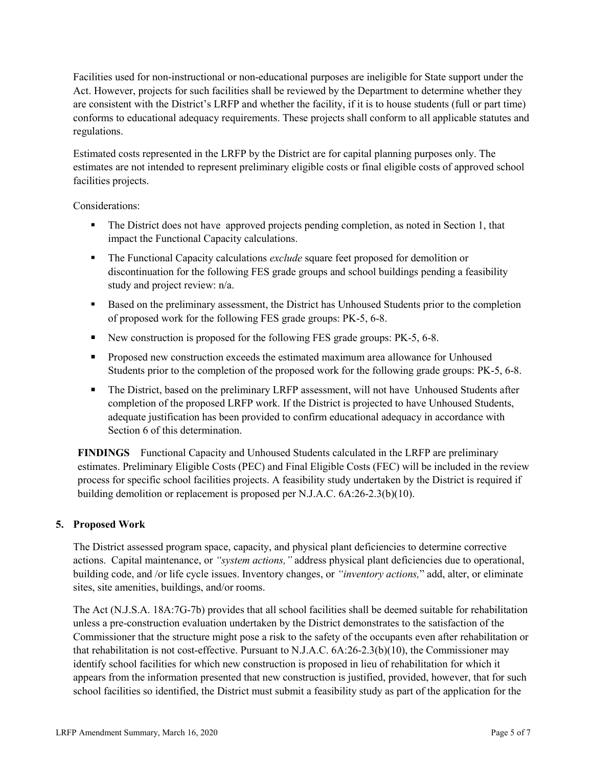Facilities used for non-instructional or non-educational purposes are ineligible for State support under the Act. However, projects for such facilities shall be reviewed by the Department to determine whether they are consistent with the District's LRFP and whether the facility, if it is to house students (full or part time) conforms to educational adequacy requirements. These projects shall conform to all applicable statutes and regulations.

Estimated costs represented in the LRFP by the District are for capital planning purposes only. The estimates are not intended to represent preliminary eligible costs or final eligible costs of approved school facilities projects.

Considerations:

- The District does not have approved projects pending completion, as noted in Section 1, that impact the Functional Capacity calculations.
- The Functional Capacity calculations *exclude* square feet proposed for demolition or discontinuation for the following FES grade groups and school buildings pending a feasibility study and project review: n/a.
- Based on the preliminary assessment, the District has Unhoused Students prior to the completion of proposed work for the following FES grade groups: PK-5, 6-8.
- New construction is proposed for the following FES grade groups: PK-5, 6-8.
- Proposed new construction exceeds the estimated maximum area allowance for Unhoused Students prior to the completion of the proposed work for the following grade groups: PK-5, 6-8.
- The District, based on the preliminary LRFP assessment, will not have Unhoused Students after completion of the proposed LRFP work. If the District is projected to have Unhoused Students, adequate justification has been provided to confirm educational adequacy in accordance with Section 6 of this determination.

**FINDINGS** Functional Capacity and Unhoused Students calculated in the LRFP are preliminary estimates. Preliminary Eligible Costs (PEC) and Final Eligible Costs (FEC) will be included in the review process for specific school facilities projects. A feasibility study undertaken by the District is required if building demolition or replacement is proposed per N.J.A.C. 6A:26-2.3(b)(10).

## 5. Proposed Work

The District assessed program space, capacity, and physical plant deficiencies to determine corrective actions. Capital maintenance, or *"system actions,"* address physical plant deficiencies due to operational, building code, and /or life cycle issues. Inventory changes, or *"inventory actions,"* add, alter, or eliminate sites, site amenities, buildings, and/or rooms.

The Act (N.J.S.A. 18A:7G-7b) provides that all school facilities shall be deemed suitable for rehabilitation unless a pre-construction evaluation undertaken by the District demonstrates to the satisfaction of the Commissioner that the structure might pose a risk to the safety of the occupants even after rehabilitation or that rehabilitation is not cost-effective. Pursuant to N.J.A.C. 6A:26-2.3(b)(10), the Commissioner may identify school facilities for which new construction is proposed in lieu of rehabilitation for which it appears from the information presented that new construction is justified, provided, however, that for such school facilities so identified, the District must submit a feasibility study as part of the application for the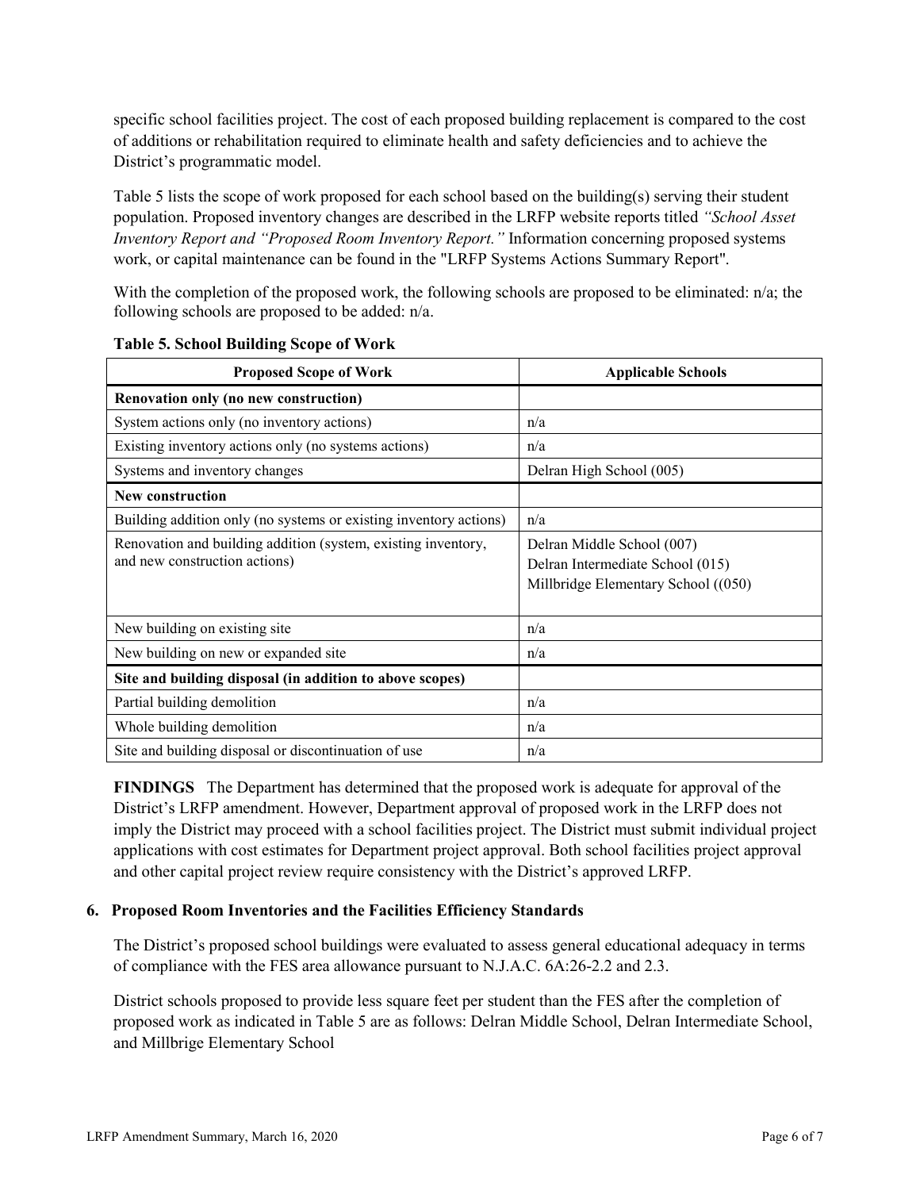specific school facilities project. The cost of each proposed building replacement is compared to the cost of additions or rehabilitation required to eliminate health and safety deficiencies and to achieve the District's programmatic model.

Table 5 lists the scope of work proposed for each school based on the building(s) serving their student population. Proposed inventory changes are described in the LRFP website reports titled *"School Asset Inventory Report and "Proposed Room Inventory Report."* Information concerning proposed systems work, or capital maintenance can be found in the "LRFP Systems Actions Summary Report".

With the completion of the proposed work, the following schools are proposed to be eliminated: n/a; the following schools are proposed to be added: n/a.

**Table 5. School Building Scope of Work**

| Proposed Scope of Work | Applicable Schools |
|---|---|
| **Renovation only (no new construction)** | |
| System actions only (no inventory actions) | n/a |
| Existing inventory actions only (no systems actions) | n/a |
| Systems and inventory changes | Delran High School (005) |
| **New construction** | |
| Building addition only (no systems or existing inventory actions) | n/a |
| Renovation and building addition (system, existing inventory, and new construction actions) | Delran Middle School (007)<br>Delran Intermediate School (015)<br>Millbridge Elementary School ((050) |
| New building on existing site | n/a |
| New building on new or expanded site | n/a |
| **Site and building disposal (in addition to above scopes)** | |
| Partial building demolition | n/a |
| Whole building demolition | n/a |
| Site and building disposal or discontinuation of use | n/a |

**FINDINGS** The Department has determined that the proposed work is adequate for approval of the District's LRFP amendment. However, Department approval of proposed work in the LRFP does not imply the District may proceed with a school facilities project. The District must submit individual project applications with cost estimates for Department project approval. Both school facilities project approval and other capital project review require consistency with the District's approved LRFP.

## 6. Proposed Room Inventories and the Facilities Efficiency Standards

The District's proposed school buildings were evaluated to assess general educational adequacy in terms of compliance with the FES area allowance pursuant to N.J.A.C. 6A:26-2.2 and 2.3.

District schools proposed to provide less square feet per student than the FES after the completion of proposed work as indicated in Table 5 are as follows: Delran Middle School, Delran Intermediate School, and Millbrige Elementary School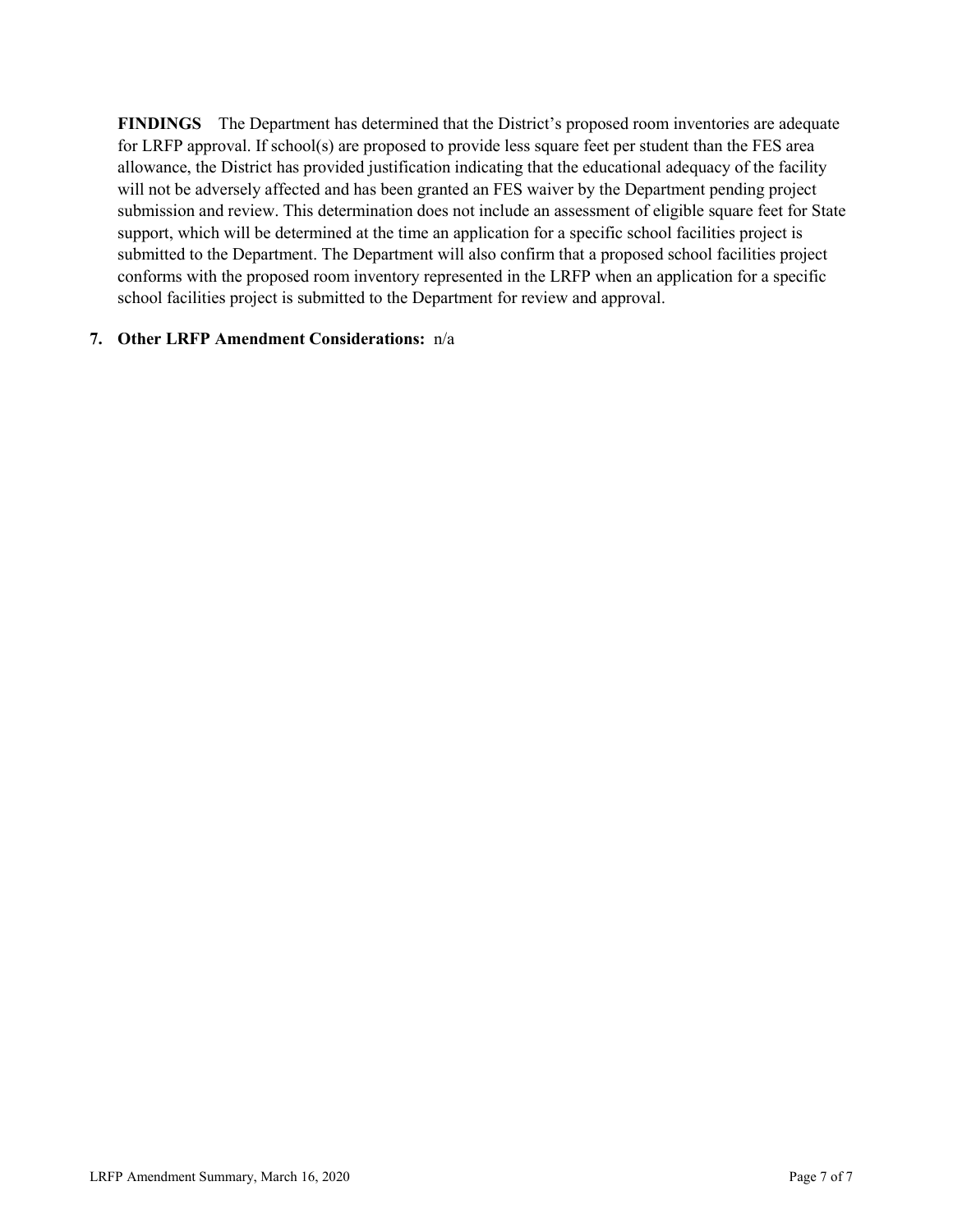**FINDINGS** The Department has determined that the District's proposed room inventories are adequate for LRFP approval. If school(s) are proposed to provide less square feet per student than the FES area allowance, the District has provided justification indicating that the educational adequacy of the facility will not be adversely affected and has been granted an FES waiver by the Department pending project submission and review. This determination does not include an assessment of eligible square feet for State support, which will be determined at the time an application for a specific school facilities project is submitted to the Department. The Department will also confirm that a proposed school facilities project conforms with the proposed room inventory represented in the LRFP when an application for a specific school facilities project is submitted to the Department for review and approval.

**7. Other LRFP Amendment Considerations:** n/a